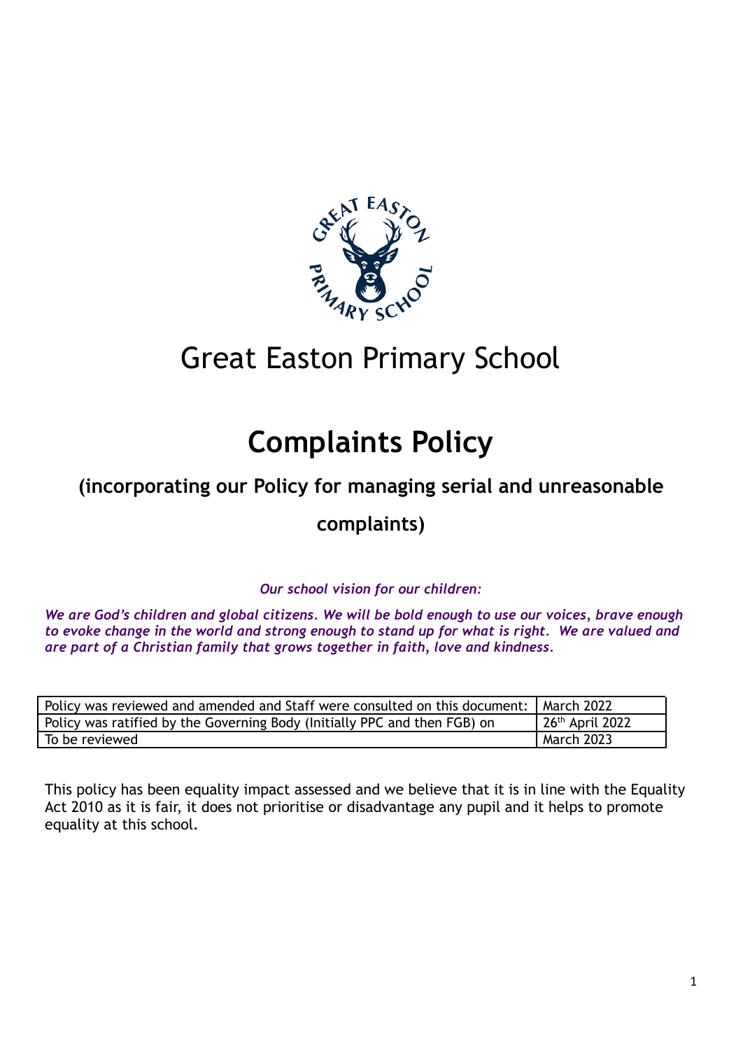# Great Easton Primary School

## Complaints Policy

### (incorporating our Policy for managing serial and unreasonable complaints)

*Our school vision for our children:*

***We are God's children and global citizens. We will be bold enough to use our voices, brave enough to evoke change in the world and strong enough to stand up for what is right. We are valued and are part of a Christian family that grows together in faith, love and kindness.***

| | |
|---|---|
| Policy was reviewed and amended and Staff were consulted on this document: | March 2022 |
| Policy was ratified by the Governing Body (Initially PPC and then FGB) on | 26th April 2022 |
| To be reviewed | March 2023 |

This policy has been equality impact assessed and we believe that it is in line with the Equality Act 2010 as it is fair, it does not prioritise or disadvantage any pupil and it helps to promote equality at this school.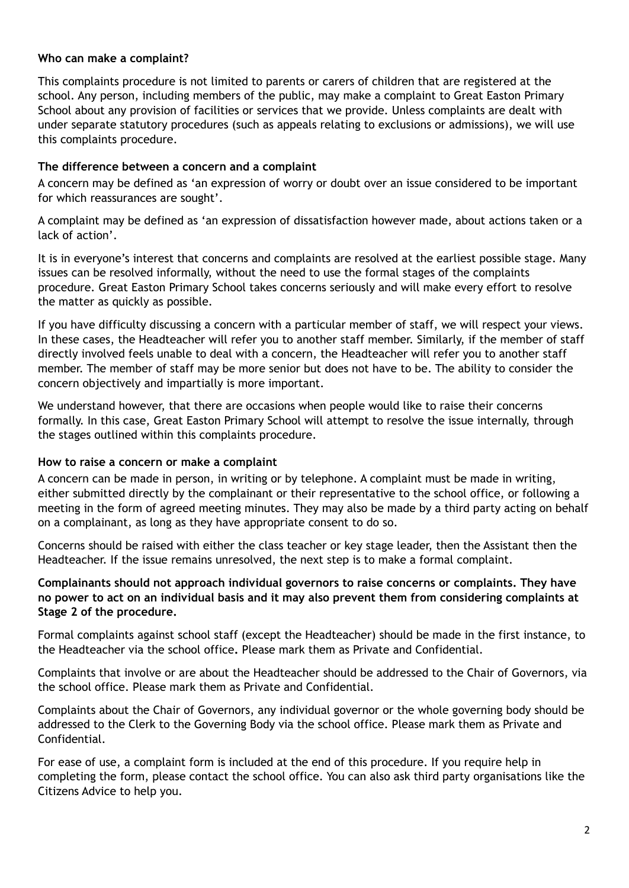**Who can make a complaint?**

This complaints procedure is not limited to parents or carers of children that are registered at the school. Any person, including members of the public, may make a complaint to Great Easton Primary School about any provision of facilities or services that we provide. Unless complaints are dealt with under separate statutory procedures (such as appeals relating to exclusions or admissions), we will use this complaints procedure.

**The difference between a concern and a complaint**

A concern may be defined as 'an expression of worry or doubt over an issue considered to be important for which reassurances are sought'.

A complaint may be defined as 'an expression of dissatisfaction however made, about actions taken or a lack of action'.

It is in everyone's interest that concerns and complaints are resolved at the earliest possible stage. Many issues can be resolved informally, without the need to use the formal stages of the complaints procedure. Great Easton Primary School takes concerns seriously and will make every effort to resolve the matter as quickly as possible.

If you have difficulty discussing a concern with a particular member of staff, we will respect your views. In these cases, the Headteacher will refer you to another staff member. Similarly, if the member of staff directly involved feels unable to deal with a concern, the Headteacher will refer you to another staff member. The member of staff may be more senior but does not have to be. The ability to consider the concern objectively and impartially is more important.

We understand however, that there are occasions when people would like to raise their concerns formally. In this case, Great Easton Primary School will attempt to resolve the issue internally, through the stages outlined within this complaints procedure.

**How to raise a concern or make a complaint**

A concern can be made in person, in writing or by telephone. A complaint must be made in writing, either submitted directly by the complainant or their representative to the school office, or following a meeting in the form of agreed meeting minutes. They may also be made by a third party acting on behalf on a complainant, as long as they have appropriate consent to do so.

Concerns should be raised with either the class teacher or key stage leader, then the Assistant then the Headteacher. If the issue remains unresolved, the next step is to make a formal complaint.

**Complainants should not approach individual governors to raise concerns or complaints. They have no power to act on an individual basis and it may also prevent them from considering complaints at Stage 2 of the procedure.**

Formal complaints against school staff (except the Headteacher) should be made in the first instance, to the Headteacher via the school office**.** Please mark them as Private and Confidential.

Complaints that involve or are about the Headteacher should be addressed to the Chair of Governors, via the school office. Please mark them as Private and Confidential.

Complaints about the Chair of Governors, any individual governor or the whole governing body should be addressed to the Clerk to the Governing Body via the school office. Please mark them as Private and Confidential.

For ease of use, a complaint form is included at the end of this procedure. If you require help in completing the form, please contact the school office. You can also ask third party organisations like the Citizens Advice to help you.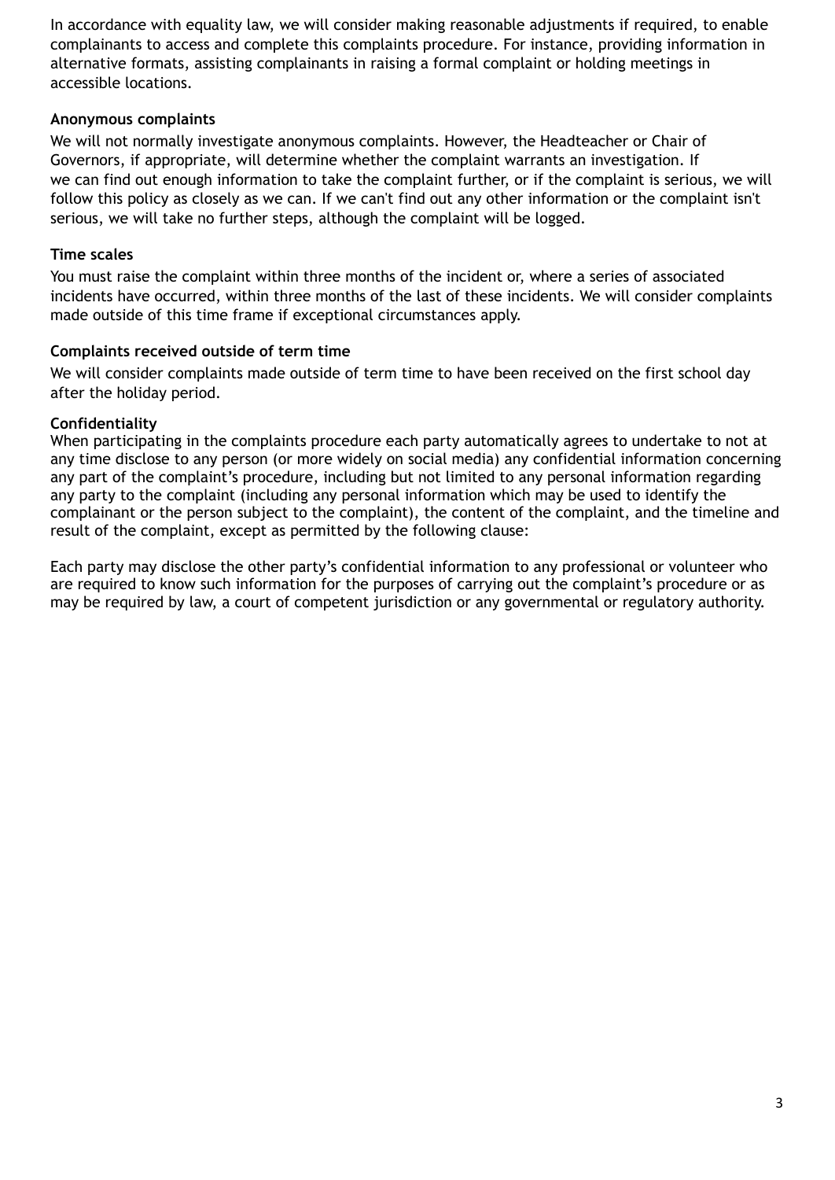In accordance with equality law, we will consider making reasonable adjustments if required, to enable complainants to access and complete this complaints procedure. For instance, providing information in alternative formats, assisting complainants in raising a formal complaint or holding meetings in accessible locations.

**Anonymous complaints**

We will not normally investigate anonymous complaints. However, the Headteacher or Chair of Governors, if appropriate, will determine whether the complaint warrants an investigation. If we can find out enough information to take the complaint further, or if the complaint is serious, we will follow this policy as closely as we can. If we can't find out any other information or the complaint isn't serious, we will take no further steps, although the complaint will be logged.

**Time scales**

You must raise the complaint within three months of the incident or, where a series of associated incidents have occurred, within three months of the last of these incidents. We will consider complaints made outside of this time frame if exceptional circumstances apply.

**Complaints received outside of term time**

We will consider complaints made outside of term time to have been received on the first school day after the holiday period.

**Confidentiality**

When participating in the complaints procedure each party automatically agrees to undertake to not at any time disclose to any person (or more widely on social media) any confidential information concerning any part of the complaint's procedure, including but not limited to any personal information regarding any party to the complaint (including any personal information which may be used to identify the complainant or the person subject to the complaint), the content of the complaint, and the timeline and result of the complaint, except as permitted by the following clause:

Each party may disclose the other party's confidential information to any professional or volunteer who are required to know such information for the purposes of carrying out the complaint's procedure or as may be required by law, a court of competent jurisdiction or any governmental or regulatory authority.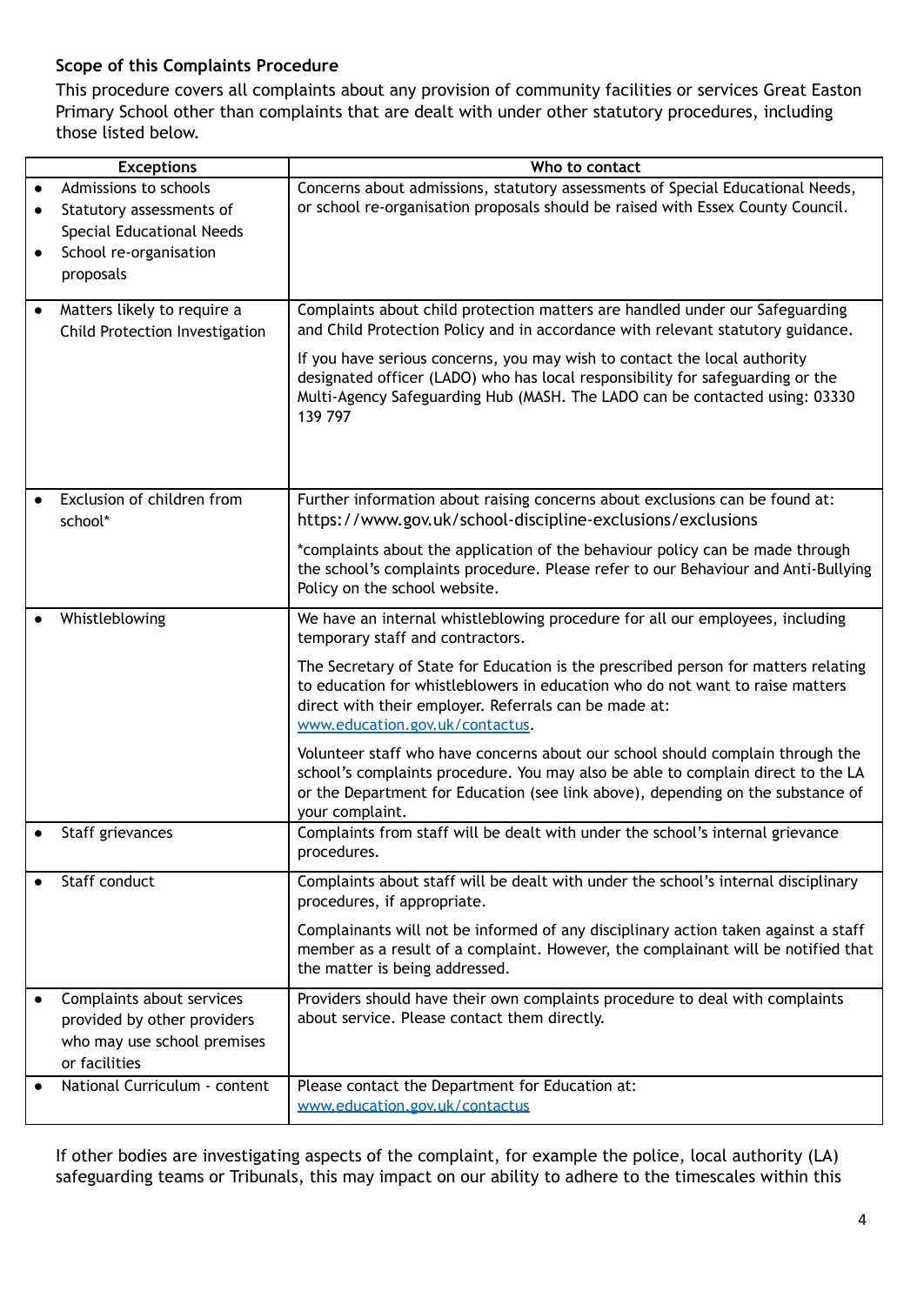**Scope of this Complaints Procedure**

This procedure covers all complaints about any provision of community facilities or services Great Easton Primary School other than complaints that are dealt with under other statutory procedures, including those listed below.

| Exceptions | Who to contact |
|---|---|
| • Admissions to schools<br>• Statutory assessments of Special Educational Needs<br>• School re-organisation proposals | Concerns about admissions, statutory assessments of Special Educational Needs, or school re-organisation proposals should be raised with Essex County Council. |
| • Matters likely to require a Child Protection Investigation | Complaints about child protection matters are handled under our Safeguarding and Child Protection Policy and in accordance with relevant statutory guidance.<br><br>If you have serious concerns, you may wish to contact the local authority designated officer (LADO) who has local responsibility for safeguarding or the Multi-Agency Safeguarding Hub (MASH. The LADO can be contacted using: 03330 139 797 |
| • Exclusion of children from school* | Further information about raising concerns about exclusions can be found at: https://www.gov.uk/school-discipline-exclusions/exclusions<br><br>*complaints about the application of the behaviour policy can be made through the school's complaints procedure. Please refer to our Behaviour and Anti-Bullying Policy on the school website. |
| • Whistleblowing | We have an internal whistleblowing procedure for all our employees, including temporary staff and contractors.<br><br>The Secretary of State for Education is the prescribed person for matters relating to education for whistleblowers in education who do not want to raise matters direct with their employer. Referrals can be made at: [www.education.gov.uk/contactus](www.education.gov.uk/contactus).<br><br>Volunteer staff who have concerns about our school should complain through the school's complaints procedure. You may also be able to complain direct to the LA or the Department for Education (see link above), depending on the substance of your complaint. |
| • Staff grievances | Complaints from staff will be dealt with under the school's internal grievance procedures. |
| • Staff conduct | Complaints about staff will be dealt with under the school's internal disciplinary procedures, if appropriate.<br><br>Complainants will not be informed of any disciplinary action taken against a staff member as a result of a complaint. However, the complainant will be notified that the matter is being addressed. |
| • Complaints about services provided by other providers who may use school premises or facilities | Providers should have their own complaints procedure to deal with complaints about service. Please contact them directly. |
| • National Curriculum - content | Please contact the Department for Education at: [www.education.gov.uk/contactus](www.education.gov.uk/contactus) |

If other bodies are investigating aspects of the complaint, for example the police, local authority (LA) safeguarding teams or Tribunals, this may impact on our ability to adhere to the timescales within this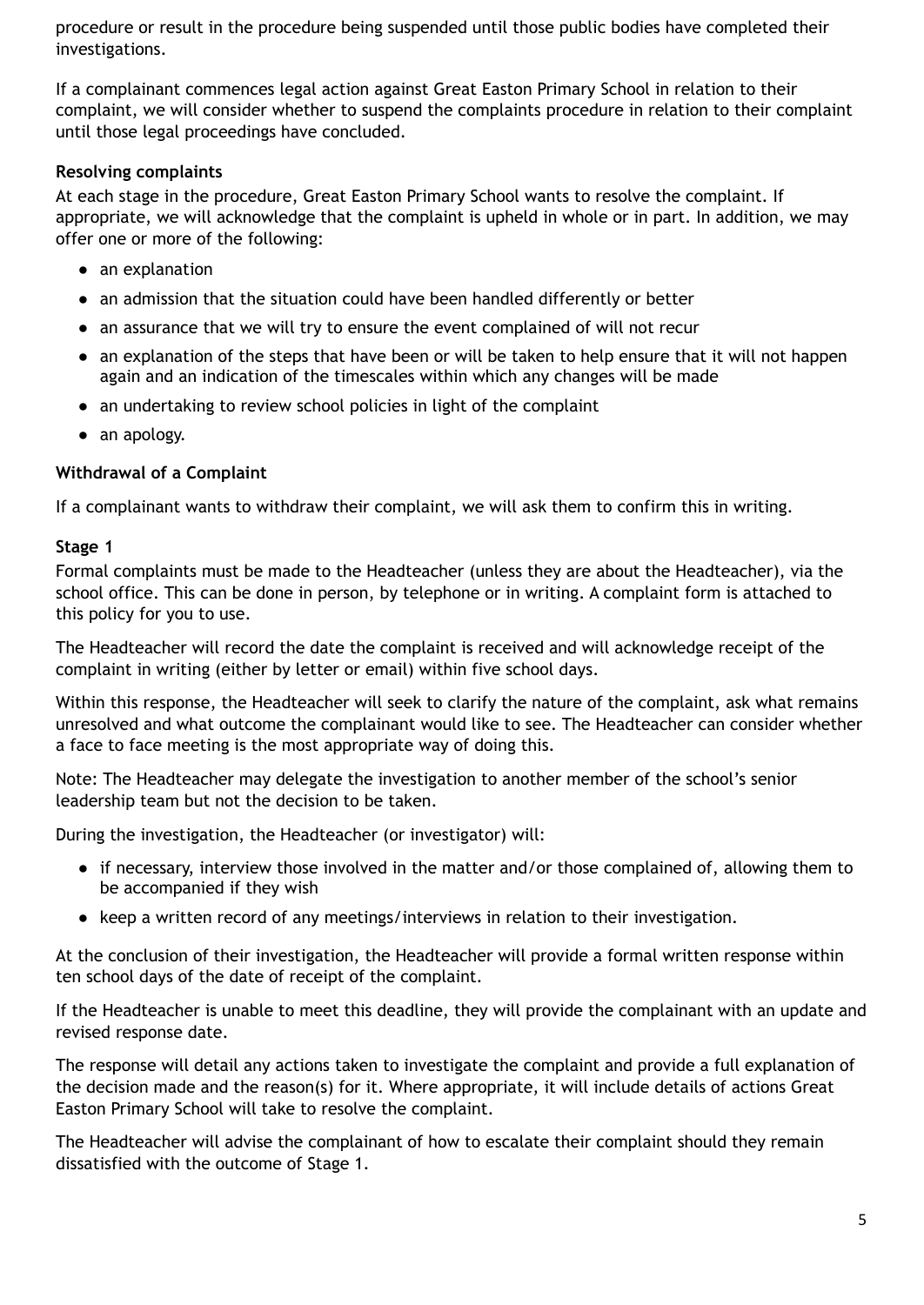procedure or result in the procedure being suspended until those public bodies have completed their investigations.

If a complainant commences legal action against Great Easton Primary School in relation to their complaint, we will consider whether to suspend the complaints procedure in relation to their complaint until those legal proceedings have concluded.

**Resolving complaints**

At each stage in the procedure, Great Easton Primary School wants to resolve the complaint. If appropriate, we will acknowledge that the complaint is upheld in whole or in part. In addition, we may offer one or more of the following:

- an explanation
- an admission that the situation could have been handled differently or better
- an assurance that we will try to ensure the event complained of will not recur
- an explanation of the steps that have been or will be taken to help ensure that it will not happen again and an indication of the timescales within which any changes will be made
- an undertaking to review school policies in light of the complaint
- an apology.

**Withdrawal of a Complaint**

If a complainant wants to withdraw their complaint, we will ask them to confirm this in writing.

**Stage 1**

Formal complaints must be made to the Headteacher (unless they are about the Headteacher), via the school office. This can be done in person, by telephone or in writing. A complaint form is attached to this policy for you to use.

The Headteacher will record the date the complaint is received and will acknowledge receipt of the complaint in writing (either by letter or email) within five school days.

Within this response, the Headteacher will seek to clarify the nature of the complaint, ask what remains unresolved and what outcome the complainant would like to see. The Headteacher can consider whether a face to face meeting is the most appropriate way of doing this.

Note: The Headteacher may delegate the investigation to another member of the school's senior leadership team but not the decision to be taken.

During the investigation, the Headteacher (or investigator) will:

- if necessary, interview those involved in the matter and/or those complained of, allowing them to be accompanied if they wish
- keep a written record of any meetings/interviews in relation to their investigation.

At the conclusion of their investigation, the Headteacher will provide a formal written response within ten school days of the date of receipt of the complaint.

If the Headteacher is unable to meet this deadline, they will provide the complainant with an update and revised response date.

The response will detail any actions taken to investigate the complaint and provide a full explanation of the decision made and the reason(s) for it. Where appropriate, it will include details of actions Great Easton Primary School will take to resolve the complaint.

The Headteacher will advise the complainant of how to escalate their complaint should they remain dissatisfied with the outcome of Stage 1.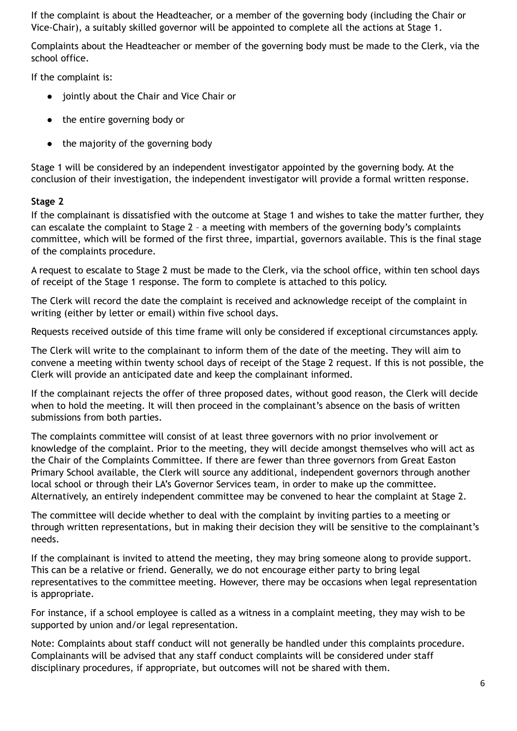If the complaint is about the Headteacher, or a member of the governing body (including the Chair or Vice-Chair), a suitably skilled governor will be appointed to complete all the actions at Stage 1.

Complaints about the Headteacher or member of the governing body must be made to the Clerk, via the school office.

If the complaint is:

- jointly about the Chair and Vice Chair or
- the entire governing body or
- the majority of the governing body

Stage 1 will be considered by an independent investigator appointed by the governing body. At the conclusion of their investigation, the independent investigator will provide a formal written response.

**Stage 2**

If the complainant is dissatisfied with the outcome at Stage 1 and wishes to take the matter further, they can escalate the complaint to Stage 2 – a meeting with members of the governing body's complaints committee, which will be formed of the first three, impartial, governors available. This is the final stage of the complaints procedure.

A request to escalate to Stage 2 must be made to the Clerk, via the school office, within ten school days of receipt of the Stage 1 response. The form to complete is attached to this policy.

The Clerk will record the date the complaint is received and acknowledge receipt of the complaint in writing (either by letter or email) within five school days.

Requests received outside of this time frame will only be considered if exceptional circumstances apply.

The Clerk will write to the complainant to inform them of the date of the meeting. They will aim to convene a meeting within twenty school days of receipt of the Stage 2 request. If this is not possible, the Clerk will provide an anticipated date and keep the complainant informed.

If the complainant rejects the offer of three proposed dates, without good reason, the Clerk will decide when to hold the meeting. It will then proceed in the complainant's absence on the basis of written submissions from both parties.

The complaints committee will consist of at least three governors with no prior involvement or knowledge of the complaint. Prior to the meeting, they will decide amongst themselves who will act as the Chair of the Complaints Committee. If there are fewer than three governors from Great Easton Primary School available, the Clerk will source any additional, independent governors through another local school or through their LA's Governor Services team, in order to make up the committee. Alternatively, an entirely independent committee may be convened to hear the complaint at Stage 2.

The committee will decide whether to deal with the complaint by inviting parties to a meeting or through written representations, but in making their decision they will be sensitive to the complainant's needs.

If the complainant is invited to attend the meeting, they may bring someone along to provide support. This can be a relative or friend. Generally, we do not encourage either party to bring legal representatives to the committee meeting. However, there may be occasions when legal representation is appropriate.

For instance, if a school employee is called as a witness in a complaint meeting, they may wish to be supported by union and/or legal representation.

Note: Complaints about staff conduct will not generally be handled under this complaints procedure. Complainants will be advised that any staff conduct complaints will be considered under staff disciplinary procedures, if appropriate, but outcomes will not be shared with them.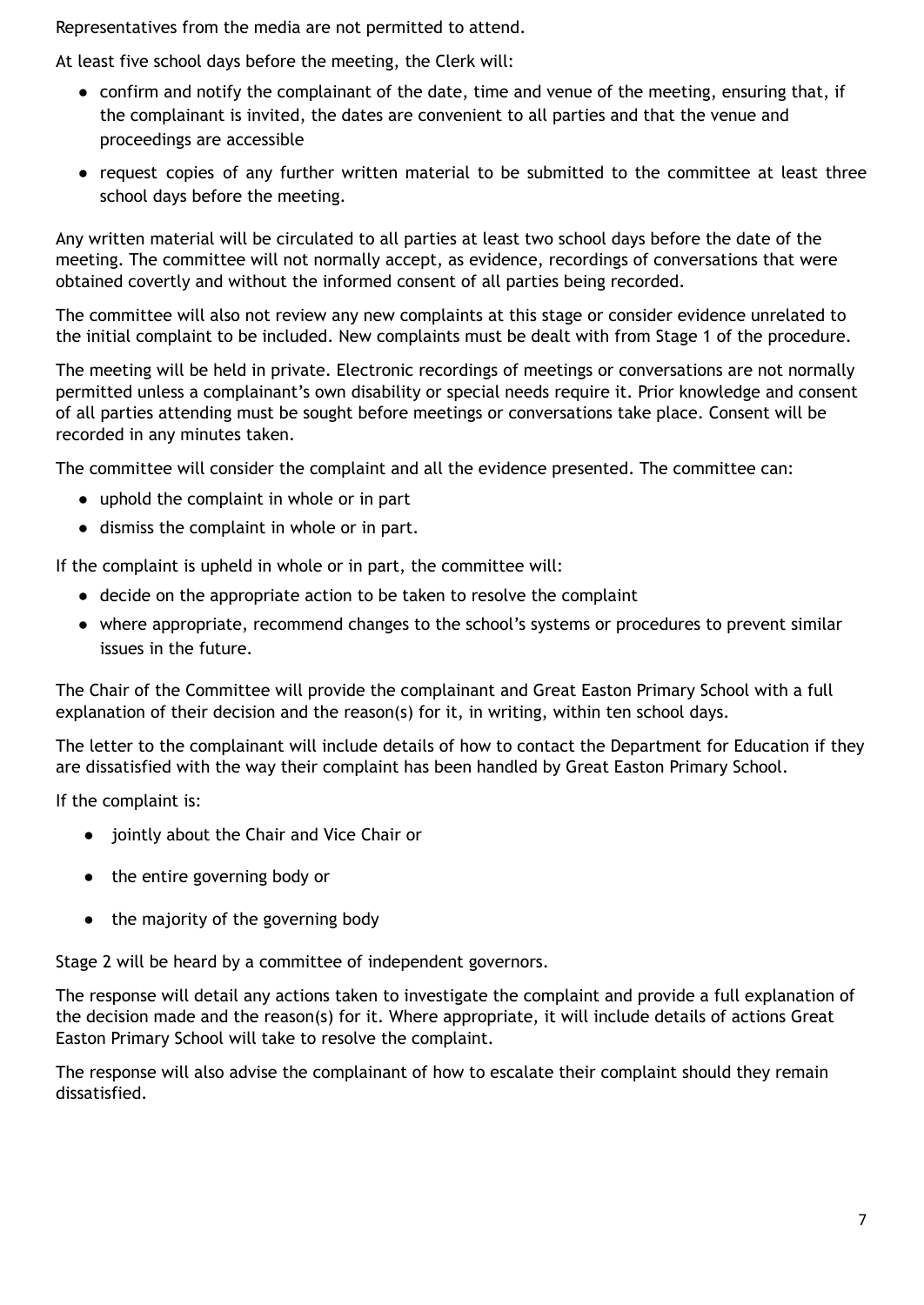Representatives from the media are not permitted to attend.

At least five school days before the meeting, the Clerk will:

- confirm and notify the complainant of the date, time and venue of the meeting, ensuring that, if the complainant is invited, the dates are convenient to all parties and that the venue and proceedings are accessible
- request copies of any further written material to be submitted to the committee at least three school days before the meeting.

Any written material will be circulated to all parties at least two school days before the date of the meeting. The committee will not normally accept, as evidence, recordings of conversations that were obtained covertly and without the informed consent of all parties being recorded.

The committee will also not review any new complaints at this stage or consider evidence unrelated to the initial complaint to be included. New complaints must be dealt with from Stage 1 of the procedure.

The meeting will be held in private. Electronic recordings of meetings or conversations are not normally permitted unless a complainant's own disability or special needs require it. Prior knowledge and consent of all parties attending must be sought before meetings or conversations take place. Consent will be recorded in any minutes taken.

The committee will consider the complaint and all the evidence presented. The committee can:

- uphold the complaint in whole or in part
- dismiss the complaint in whole or in part.

If the complaint is upheld in whole or in part, the committee will:

- decide on the appropriate action to be taken to resolve the complaint
- where appropriate, recommend changes to the school's systems or procedures to prevent similar issues in the future.

The Chair of the Committee will provide the complainant and Great Easton Primary School with a full explanation of their decision and the reason(s) for it, in writing, within ten school days.

The letter to the complainant will include details of how to contact the Department for Education if they are dissatisfied with the way their complaint has been handled by Great Easton Primary School.

If the complaint is:

- jointly about the Chair and Vice Chair or
- the entire governing body or
- the majority of the governing body

Stage 2 will be heard by a committee of independent governors.

The response will detail any actions taken to investigate the complaint and provide a full explanation of the decision made and the reason(s) for it. Where appropriate, it will include details of actions Great Easton Primary School will take to resolve the complaint.

The response will also advise the complainant of how to escalate their complaint should they remain dissatisfied.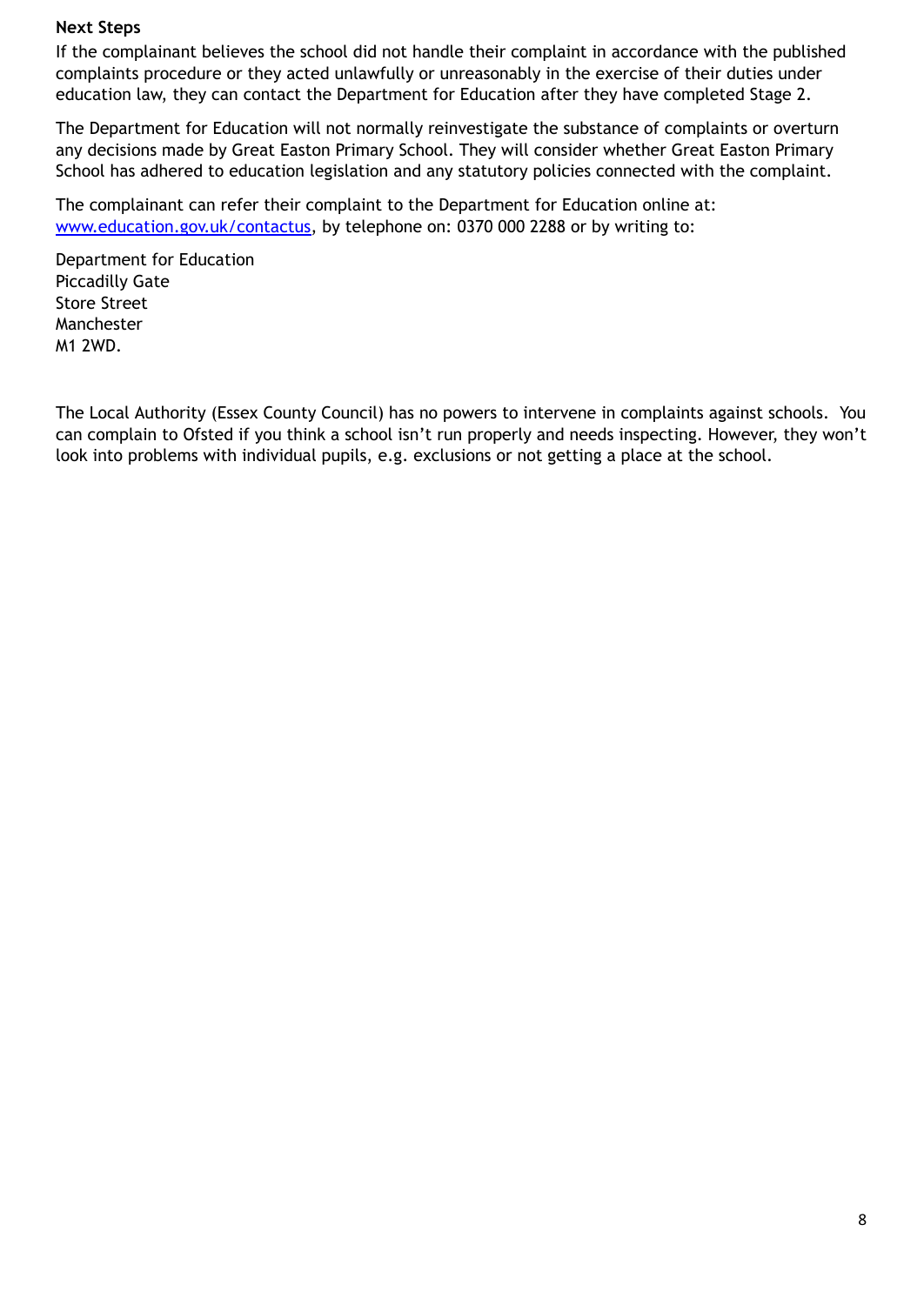**Next Steps**

If the complainant believes the school did not handle their complaint in accordance with the published complaints procedure or they acted unlawfully or unreasonably in the exercise of their duties under education law, they can contact the Department for Education after they have completed Stage 2.

The Department for Education will not normally reinvestigate the substance of complaints or overturn any decisions made by Great Easton Primary School. They will consider whether Great Easton Primary School has adhered to education legislation and any statutory policies connected with the complaint.

The complainant can refer their complaint to the Department for Education online at: [www.education.gov.uk/contactus](http://www.education.gov.uk/contactus), by telephone on: 0370 000 2288 or by writing to:

Department for Education  
Piccadilly Gate  
Store Street  
Manchester  
M1 2WD.

The Local Authority (Essex County Council) has no powers to intervene in complaints against schools. You can complain to Ofsted if you think a school isn't run properly and needs inspecting. However, they won't look into problems with individual pupils, e.g. exclusions or not getting a place at the school.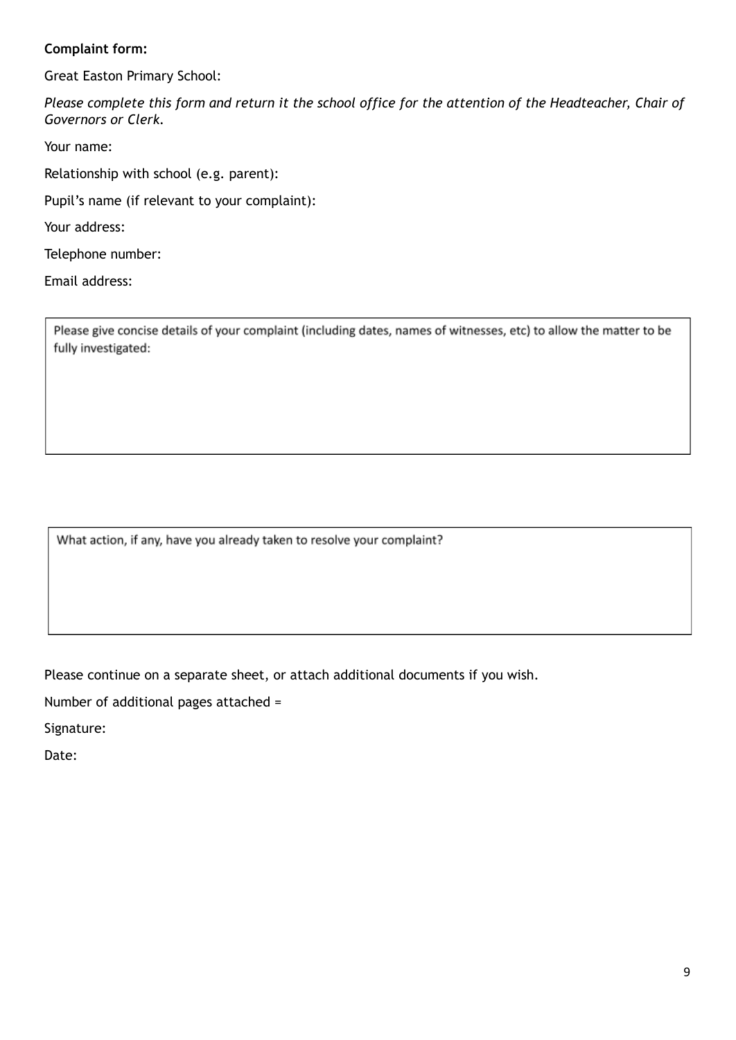**Complaint form:**

Great Easton Primary School:

*Please complete this form and return it the school office for the attention of the Headteacher, Chair of Governors or Clerk.*

Your name:

Relationship with school (e.g. parent):

Pupil's name (if relevant to your complaint):

Your address:

Telephone number:

Email address:

| |
|---|
| Please give concise details of your complaint (including dates, names of witnesses, etc) to allow the matter to be fully investigated: |

| |
|---|
| What action, if any, have you already taken to resolve your complaint? |

Please continue on a separate sheet, or attach additional documents if you wish.

Number of additional pages attached =

Signature:

Date: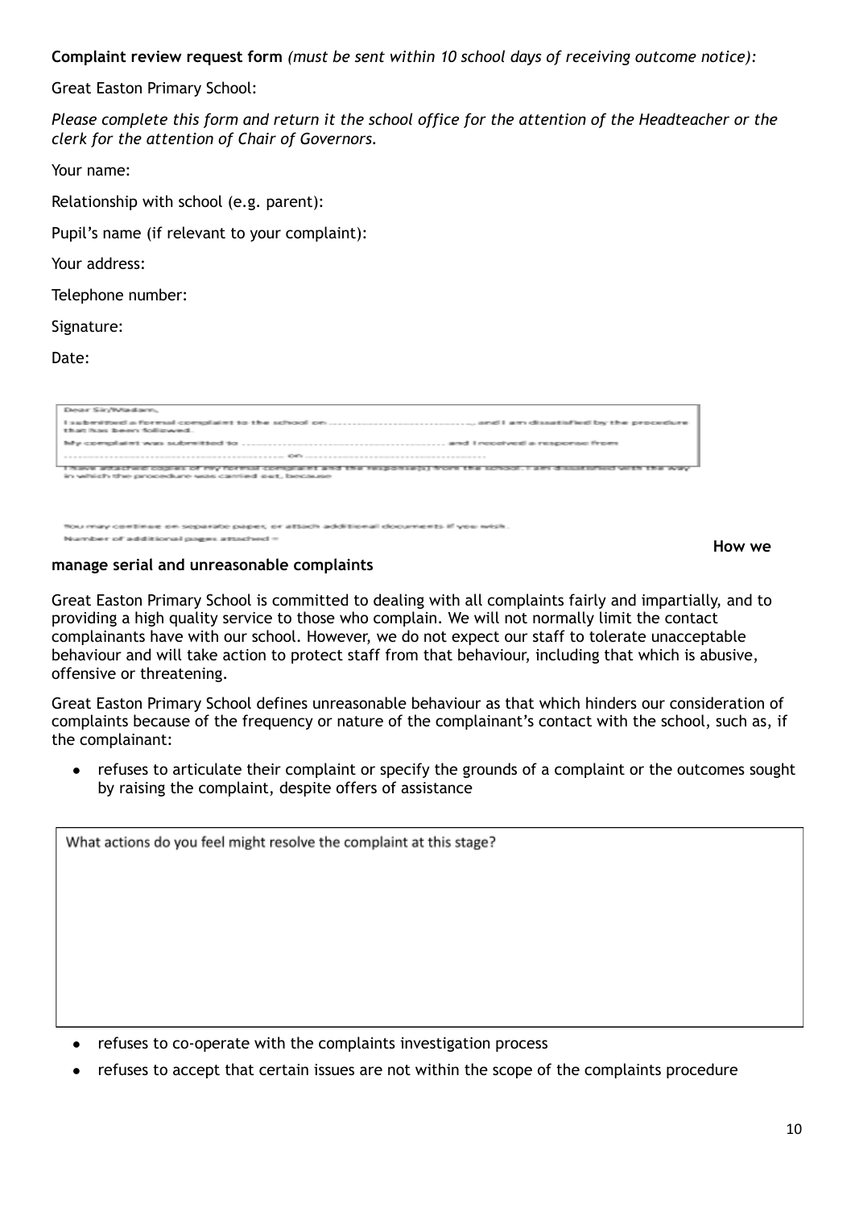**Complaint review request form** *(must be sent within 10 school days of receiving outcome notice):*

Great Easton Primary School:

*Please complete this form and return it the school office for the attention of the Headteacher or the clerk for the attention of Chair of Governors.*

Your name:

Relationship with school (e.g. parent):

Pupil's name (if relevant to your complaint):

Your address:

Telephone number:

Signature:

Date:

Dear Sir/Madam,

I submitted a formal complaint to the school on ......................................, and I am dissatisfied by the procedure that has been followed.

My complaint was submitted to ...................................................... and I received a response from

...................................................... on ......................................................

I have attached copies of my formal complaint and the response(s) from the school. I am dissatisfied with the way in which the procedure was carried out, because

You may continue on separate paper, or attach additional documents if you wish.

Number of additional pages attached =

What actions do you feel might resolve the complaint at this stage?

**How we manage serial and unreasonable complaints**

Great Easton Primary School is committed to dealing with all complaints fairly and impartially, and to providing a high quality service to those who complain. We will not normally limit the contact complainants have with our school. However, we do not expect our staff to tolerate unacceptable behaviour and will take action to protect staff from that behaviour, including that which is abusive, offensive or threatening.

Great Easton Primary School defines unreasonable behaviour as that which hinders our consideration of complaints because of the frequency or nature of the complainant's contact with the school, such as, if the complainant:

- refuses to articulate their complaint or specify the grounds of a complaint or the outcomes sought by raising the complaint, despite offers of assistance
- refuses to co-operate with the complaints investigation process
- refuses to accept that certain issues are not within the scope of the complaints procedure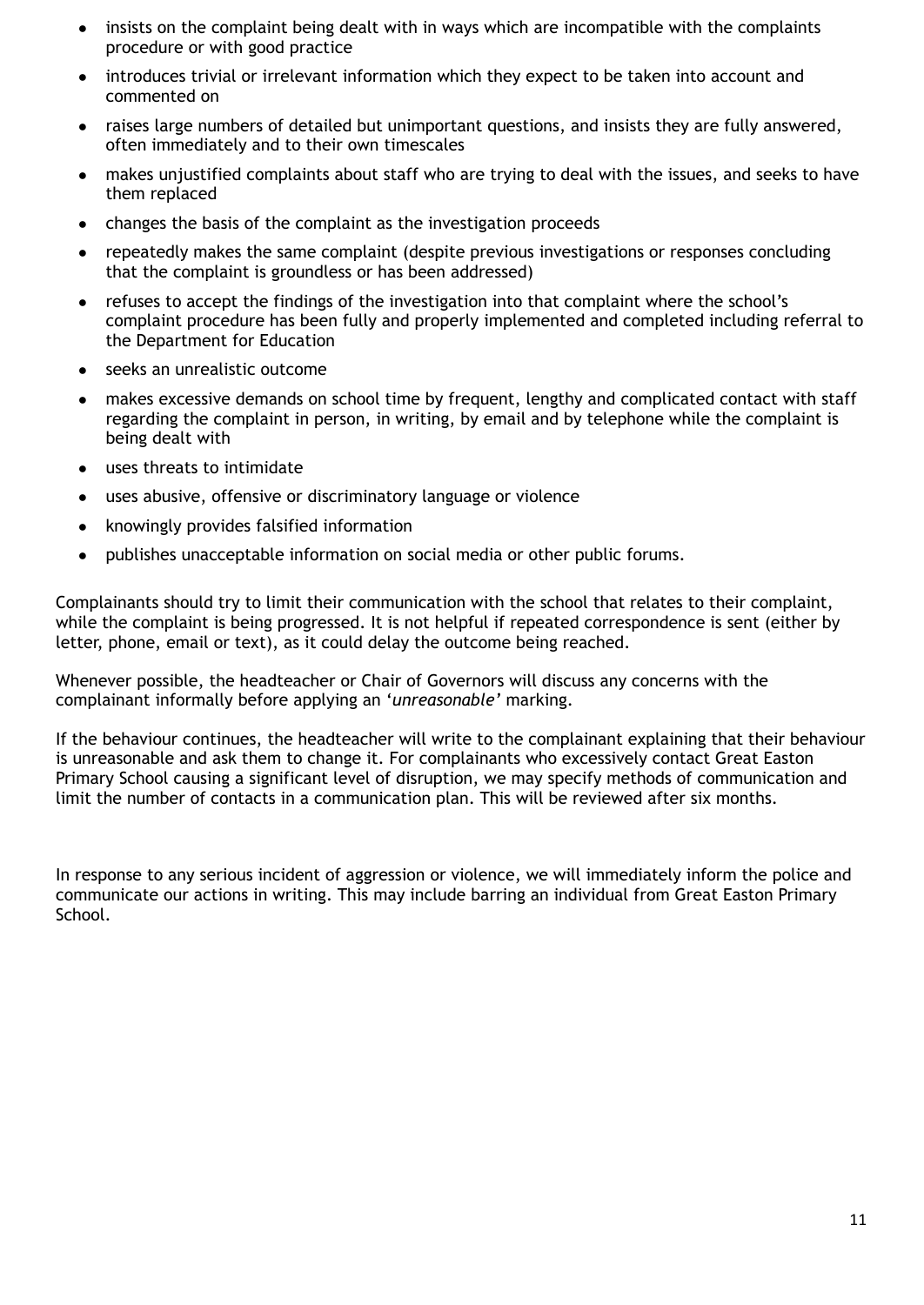- insists on the complaint being dealt with in ways which are incompatible with the complaints procedure or with good practice
- introduces trivial or irrelevant information which they expect to be taken into account and commented on
- raises large numbers of detailed but unimportant questions, and insists they are fully answered, often immediately and to their own timescales
- makes unjustified complaints about staff who are trying to deal with the issues, and seeks to have them replaced
- changes the basis of the complaint as the investigation proceeds
- repeatedly makes the same complaint (despite previous investigations or responses concluding that the complaint is groundless or has been addressed)
- refuses to accept the findings of the investigation into that complaint where the school's complaint procedure has been fully and properly implemented and completed including referral to the Department for Education
- seeks an unrealistic outcome
- makes excessive demands on school time by frequent, lengthy and complicated contact with staff regarding the complaint in person, in writing, by email and by telephone while the complaint is being dealt with
- uses threats to intimidate
- uses abusive, offensive or discriminatory language or violence
- knowingly provides falsified information
- publishes unacceptable information on social media or other public forums.

Complainants should try to limit their communication with the school that relates to their complaint, while the complaint is being progressed. It is not helpful if repeated correspondence is sent (either by letter, phone, email or text), as it could delay the outcome being reached.

Whenever possible, the headteacher or Chair of Governors will discuss any concerns with the complainant informally before applying an '*unreasonable'* marking.

If the behaviour continues, the headteacher will write to the complainant explaining that their behaviour is unreasonable and ask them to change it. For complainants who excessively contact Great Easton Primary School causing a significant level of disruption, we may specify methods of communication and limit the number of contacts in a communication plan. This will be reviewed after six months.

In response to any serious incident of aggression or violence, we will immediately inform the police and communicate our actions in writing. This may include barring an individual from Great Easton Primary School.